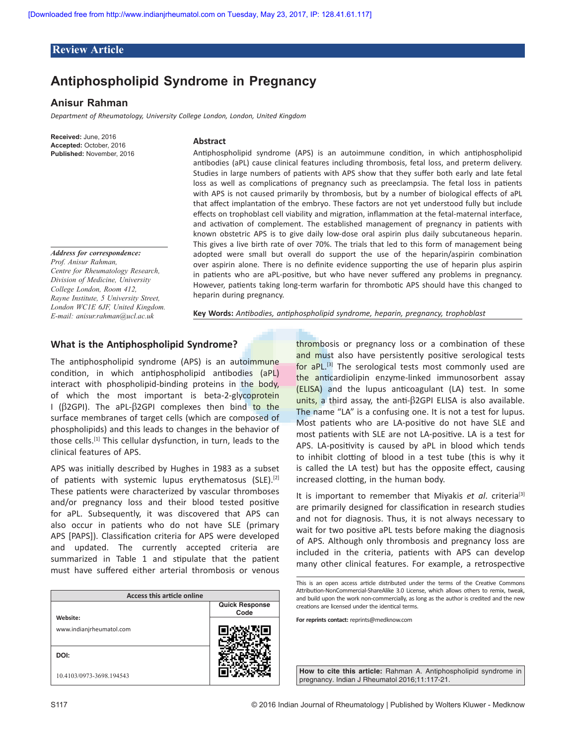Review Article

# Antiphospholipid Syndrome in Pregnancy

## Anisur Rahman

*Department of Rheumatology, University College London, London, United Kingdom*

**Received:** June, 2016
**Accepted:** October, 2016
**Published:** November, 2016

***Address for correspondence:***
*Prof. Anisur Rahman,*
*Centre for Rheumatology Research,*
*Division of Medicine, University College London, Room 412,*
*Rayne Institute, 5 University Street,*
*London WC1E 6JF, United Kingdom.*
*E-mail: anisur.rahman@ucl.ac.uk*

### Abstract

Antiphospholipid syndrome (APS) is an autoimmune condition, in which antiphospholipid antibodies (aPL) cause clinical features including thrombosis, fetal loss, and preterm delivery. Studies in large numbers of patients with APS show that they suffer both early and late fetal loss as well as complications of pregnancy such as preeclampsia. The fetal loss in patients with APS is not caused primarily by thrombosis, but by a number of biological effects of aPL that affect implantation of the embryo. These factors are not yet understood fully but include effects on trophoblast cell viability and migration, inflammation at the fetal-maternal interface, and activation of complement. The established management of pregnancy in patients with known obstetric APS is to give daily low-dose oral aspirin plus daily subcutaneous heparin. This gives a live birth rate of over 70%. The trials that led to this form of management being adopted were small but overall do support the use of the heparin/aspirin combination over aspirin alone. There is no definite evidence supporting the use of heparin plus aspirin in patients who are aPL-positive, but who have never suffered any problems in pregnancy. However, patients taking long-term warfarin for thrombotic APS should have this changed to heparin during pregnancy.

**Key Words:** *Antibodies, antiphospholipid syndrome, heparin, pregnancy, trophoblast*

## What is the Antiphospholipid Syndrome?

The antiphospholipid syndrome (APS) is an autoimmune condition, in which antiphospholipid antibodies (aPL) interact with phospholipid-binding proteins in the body, of which the most important is beta-2-glycoprotein I (β2GPI). The aPL-β2GPI complexes then bind to the surface membranes of target cells (which are composed of phospholipids) and this leads to changes in the behavior of those cells.[1] This cellular dysfunction, in turn, leads to the clinical features of APS.

APS was initially described by Hughes in 1983 as a subset of patients with systemic lupus erythematosus (SLE).[2] These patients were characterized by vascular thromboses and/or pregnancy loss and their blood tested positive for aPL. Subsequently, it was discovered that APS can also occur in patients who do not have SLE (primary APS [PAPS]). Classification criteria for APS were developed and updated. The currently accepted criteria are summarized in Table 1 and stipulate that the patient must have suffered either arterial thrombosis or venous thrombosis or pregnancy loss or a combination of these and must also have persistently positive serological tests for aPL.[3] The serological tests most commonly used are the anticardiolipin enzyme-linked immunosorbent assay (ELISA) and the lupus anticoagulant (LA) test. In some units, a third assay, the anti-β2GPI ELISA is also available. The name "LA" is a confusing one. It is not a test for lupus. Most patients who are LA-positive do not have SLE and most patients with SLE are not LA-positive. LA is a test for APS. LA-positivity is caused by aPL in blood which tends to inhibit clotting of blood in a test tube (this is why it is called the LA test) but has the opposite effect, causing increased clotting, in the human body.

It is important to remember that Miyakis *et al*. criteria[3] are primarily designed for classification in research studies and not for diagnosis. Thus, it is not always necessary to wait for two positive aPL tests before making the diagnosis of APS. Although only thrombosis and pregnancy loss are included in the criteria, patients with APS can develop many other clinical features. For example, a retrospective

| Access this article online | |
|---|---|
| **Website:** www.indianjrheumatol.com | **Quick Response Code** |
| **DOI:** 10.4103/0973-3698.194543 | |

This is an open access article distributed under the terms of the Creative Commons Attribution-NonCommercial-ShareAlike 3.0 License, which allows others to remix, tweak, and build upon the work non-commercially, as long as the author is credited and the new creations are licensed under the identical terms.

**For reprints contact:** reprints@medknow.com

**How to cite this article:** Rahman A. Antiphospholipid syndrome in pregnancy. Indian J Rheumatol 2016;11:117-21.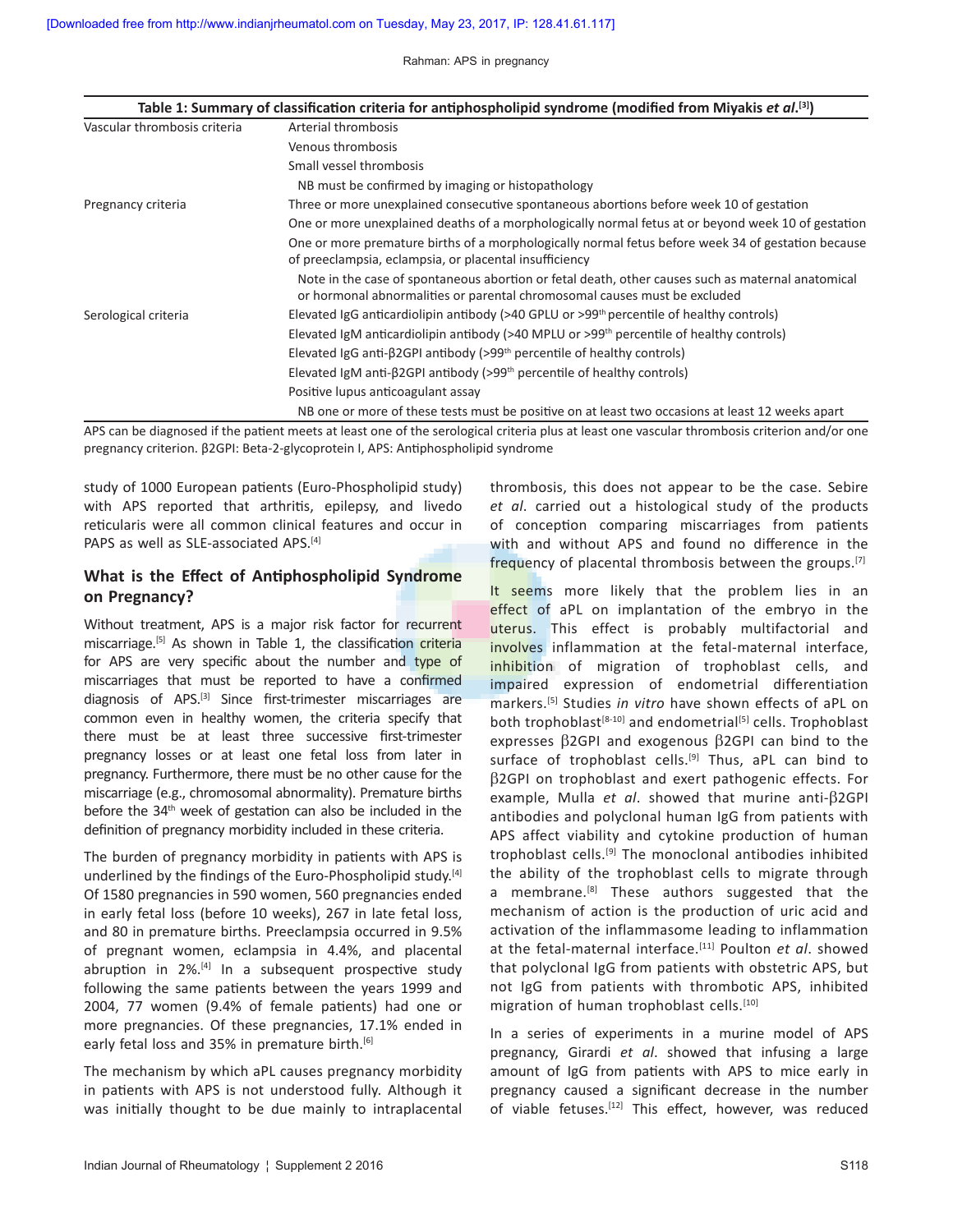**Table 1: Summary of classification criteria for antiphospholipid syndrome (modified from Miyakis *et al*.[3])**

| | |
|---|---|
| Vascular thrombosis criteria | Arterial thrombosis |
| | Venous thrombosis |
| | Small vessel thrombosis |
| | NB must be confirmed by imaging or histopathology |
| Pregnancy criteria | Three or more unexplained consecutive spontaneous abortions before week 10 of gestation |
| | One or more unexplained deaths of a morphologically normal fetus at or beyond week 10 of gestation |
| | One or more premature births of a morphologically normal fetus before week 34 of gestation because of preeclampsia, eclampsia, or placental insufficiency |
| | Note in the case of spontaneous abortion or fetal death, other causes such as maternal anatomical or hormonal abnormalities or parental chromosomal causes must be excluded |
| Serological criteria | Elevated IgG anticardiolipin antibody (>40 GPLU or >99th percentile of healthy controls) |
| | Elevated IgM anticardiolipin antibody (>40 MPLU or >99th percentile of healthy controls) |
| | Elevated IgG anti-β2GPI antibody (>99th percentile of healthy controls) |
| | Elevated IgM anti-β2GPI antibody (>99th percentile of healthy controls) |
| | Positive lupus anticoagulant assay |
| | NB one or more of these tests must be positive on at least two occasions at least 12 weeks apart |

APS can be diagnosed if the patient meets at least one of the serological criteria plus at least one vascular thrombosis criterion and/or one pregnancy criterion. β2GPI: Beta-2-glycoprotein I, APS: Antiphospholipid syndrome

study of 1000 European patients (Euro-Phospholipid study) with APS reported that arthritis, epilepsy, and livedo reticularis were all common clinical features and occur in PAPS as well as SLE-associated APS.[4]

## What is the Effect of Antiphospholipid Syndrome on Pregnancy?

Without treatment, APS is a major risk factor for recurrent miscarriage.[5] As shown in Table 1, the classification criteria for APS are very specific about the number and type of miscarriages that must be reported to have a confirmed diagnosis of APS.[3] Since first-trimester miscarriages are common even in healthy women, the criteria specify that there must be at least three successive first-trimester pregnancy losses or at least one fetal loss from later in pregnancy. Furthermore, there must be no other cause for the miscarriage (e.g., chromosomal abnormality). Premature births before the 34th week of gestation can also be included in the definition of pregnancy morbidity included in these criteria.

The burden of pregnancy morbidity in patients with APS is underlined by the findings of the Euro-Phospholipid study.[4] Of 1580 pregnancies in 590 women, 560 pregnancies ended in early fetal loss (before 10 weeks), 267 in late fetal loss, and 80 in premature births. Preeclampsia occurred in 9.5% of pregnant women, eclampsia in 4.4%, and placental abruption in 2%.[4] In a subsequent prospective study following the same patients between the years 1999 and 2004, 77 women (9.4% of female patients) had one or more pregnancies. Of these pregnancies, 17.1% ended in early fetal loss and 35% in premature birth.[6]

The mechanism by which aPL causes pregnancy morbidity in patients with APS is not understood fully. Although it was initially thought to be due mainly to intraplacental thrombosis, this does not appear to be the case. Sebire *et al*. carried out a histological study of the products of conception comparing miscarriages from patients with and without APS and found no difference in the frequency of placental thrombosis between the groups.[7]

It seems more likely that the problem lies in an effect of aPL on implantation of the embryo in the uterus. This effect is probably multifactorial and involves inflammation at the fetal-maternal interface, inhibition of migration of trophoblast cells, and impaired expression of endometrial differentiation markers.[5] Studies *in vitro* have shown effects of aPL on both trophoblast[8-10] and endometrial[5] cells. Trophoblast expresses β2GPI and exogenous β2GPI can bind to the surface of trophoblast cells.[9] Thus, aPL can bind to β2GPI on trophoblast and exert pathogenic effects. For example, Mulla *et al*. showed that murine anti-β2GPI antibodies and polyclonal human IgG from patients with APS affect viability and cytokine production of human trophoblast cells.[9] The monoclonal antibodies inhibited the ability of the trophoblast cells to migrate through a membrane.[8] These authors suggested that the mechanism of action is the production of uric acid and activation of the inflammasome leading to inflammation at the fetal-maternal interface.[11] Poulton *et al*. showed that polyclonal IgG from patients with obstetric APS, but not IgG from patients with thrombotic APS, inhibited migration of human trophoblast cells.[10]

In a series of experiments in a murine model of APS pregnancy, Girardi *et al*. showed that infusing a large amount of IgG from patients with APS to mice early in pregnancy caused a significant decrease in the number of viable fetuses.[12] This effect, however, was reduced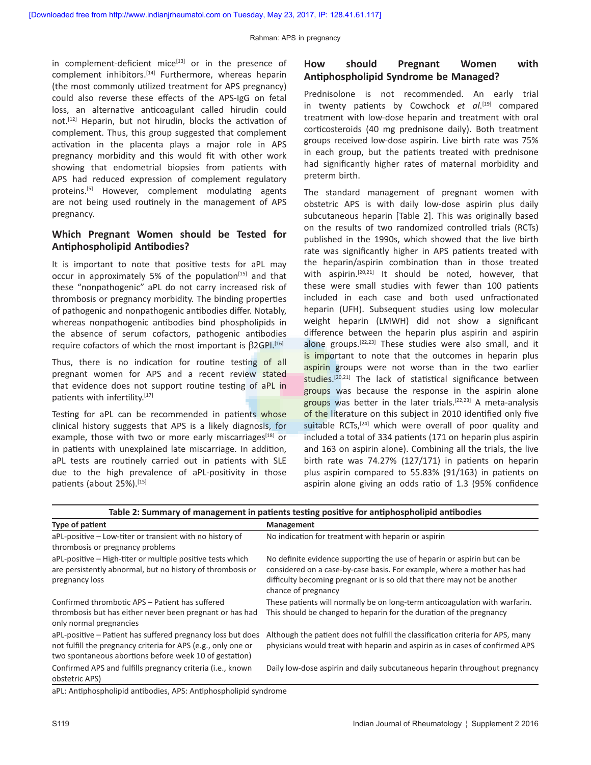in complement-deficient mice[13] or in the presence of complement inhibitors.[14] Furthermore, whereas heparin (the most commonly utilized treatment for APS pregnancy) could also reverse these effects of the APS-IgG on fetal loss, an alternative anticoagulant called hirudin could not.[12] Heparin, but not hirudin, blocks the activation of complement. Thus, this group suggested that complement activation in the placenta plays a major role in APS pregnancy morbidity and this would fit with other work showing that endometrial biopsies from patients with APS had reduced expression of complement regulatory proteins.[5] However, complement modulating agents are not being used routinely in the management of APS pregnancy.

## Which Pregnant Women should be Tested for Antiphospholipid Antibodies?

It is important to note that positive tests for aPL may occur in approximately 5% of the population[15] and that these "nonpathogenic" aPL do not carry increased risk of thrombosis or pregnancy morbidity. The binding properties of pathogenic and nonpathogenic antibodies differ. Notably, whereas nonpathogenic antibodies bind phospholipids in the absence of serum cofactors, pathogenic antibodies require cofactors of which the most important is β2GPI.[16]

Thus, there is no indication for routine testing of all pregnant women for APS and a recent review stated that evidence does not support routine testing of aPL in patients with infertility.[17]

Testing for aPL can be recommended in patients whose clinical history suggests that APS is a likely diagnosis, for example, those with two or more early miscarriages[18] or in patients with unexplained late miscarriage. In addition, aPL tests are routinely carried out in patients with SLE due to the high prevalence of aPL-positivity in those patients (about 25%).[15]

## How should Pregnant Women with Antiphospholipid Syndrome be Managed?

Prednisolone is not recommended. An early trial in twenty patients by Cowchock *et al*.[19] compared treatment with low-dose heparin and treatment with oral corticosteroids (40 mg prednisone daily). Both treatment groups received low-dose aspirin. Live birth rate was 75% in each group, but the patients treated with prednisone had significantly higher rates of maternal morbidity and preterm birth.

The standard management of pregnant women with obstetric APS is with daily low-dose aspirin plus daily subcutaneous heparin [Table 2]. This was originally based on the results of two randomized controlled trials (RCTs) published in the 1990s, which showed that the live birth rate was significantly higher in APS patients treated with the heparin/aspirin combination than in those treated with aspirin.[20,21] It should be noted, however, that these were small studies with fewer than 100 patients included in each case and both used unfractionated heparin (UFH). Subsequent studies using low molecular weight heparin (LMWH) did not show a significant difference between the heparin plus aspirin and aspirin alone groups.[22,23] These studies were also small, and it is important to note that the outcomes in heparin plus aspirin groups were not worse than in the two earlier studies.[20,21] The lack of statistical significance between groups was because the response in the aspirin alone groups was better in the later trials.[22,23] A meta-analysis of the literature on this subject in 2010 identified only five suitable RCTs,[24] which were overall of poor quality and included a total of 334 patients (171 on heparin plus aspirin and 163 on aspirin alone). Combining all the trials, the live birth rate was 74.27% (127/171) in patients on heparin plus aspirin compared to 55.83% (91/163) in patients on aspirin alone giving an odds ratio of 1.3 (95% confidence

**Table 2: Summary of management in patients testing positive for antiphospholipid antibodies**

| Type of patient | Management |
|---|---|
| aPL-positive – Low-titer or transient with no history of thrombosis or pregnancy problems | No indication for treatment with heparin or aspirin |
| aPL-positive – High-titer or multiple positive tests which are persistently abnormal, but no history of thrombosis or pregnancy loss | No definite evidence supporting the use of heparin or aspirin but can be considered on a case-by-case basis. For example, where a mother has had difficulty becoming pregnant or is so old that there may not be another chance of pregnancy |
| Confirmed thrombotic APS – Patient has suffered thrombosis but has either never been pregnant or has had only normal pregnancies | These patients will normally be on long-term anticoagulation with warfarin. This should be changed to heparin for the duration of the pregnancy |
| aPL-positive – Patient has suffered pregnancy loss but does not fulfill the pregnancy criteria for APS (e.g., only one or two spontaneous abortions before week 10 of gestation) | Although the patient does not fulfill the classification criteria for APS, many physicians would treat with heparin and aspirin as in cases of confirmed APS |
| Confirmed APS and fulfills pregnancy criteria (i.e., known obstetric APS) | Daily low-dose aspirin and daily subcutaneous heparin throughout pregnancy |

aPL: Antiphospholipid antibodies, APS: Antiphospholipid syndrome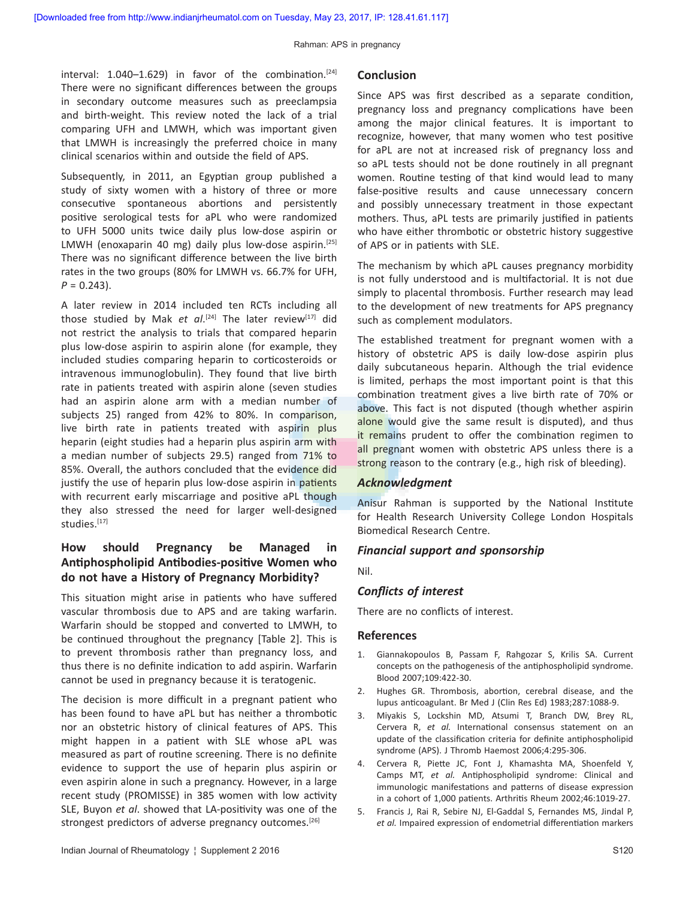interval: 1.040–1.629) in favor of the combination.[24] There were no significant differences between the groups in secondary outcome measures such as preeclampsia and birth-weight. This review noted the lack of a trial comparing UFH and LMWH, which was important given that LMWH is increasingly the preferred choice in many clinical scenarios within and outside the field of APS.

Subsequently, in 2011, an Egyptian group published a study of sixty women with a history of three or more consecutive spontaneous abortions and persistently positive serological tests for aPL who were randomized to UFH 5000 units twice daily plus low-dose aspirin or LMWH (enoxaparin 40 mg) daily plus low-dose aspirin.[25] There was no significant difference between the live birth rates in the two groups (80% for LMWH vs. 66.7% for UFH, $P = 0.243$).

A later review in 2014 included ten RCTs including all those studied by Mak *et al*.[24] The later review[17] did not restrict the analysis to trials that compared heparin plus low-dose aspirin to aspirin alone (for example, they included studies comparing heparin to corticosteroids or intravenous immunoglobulin). They found that live birth rate in patients treated with aspirin alone (seven studies had an aspirin alone arm with a median number of subjects 25) ranged from 42% to 80%. In comparison, live birth rate in patients treated with aspirin plus heparin (eight studies had a heparin plus aspirin arm with a median number of subjects 29.5) ranged from 71% to 85%. Overall, the authors concluded that the evidence did justify the use of heparin plus low-dose aspirin in patients with recurrent early miscarriage and positive aPL though they also stressed the need for larger well-designed studies.[17]

## How should Pregnancy be Managed in Antiphospholipid Antibodies-positive Women who do not have a History of Pregnancy Morbidity?

This situation might arise in patients who have suffered vascular thrombosis due to APS and are taking warfarin. Warfarin should be stopped and converted to LMWH, to be continued throughout the pregnancy [Table 2]. This is to prevent thrombosis rather than pregnancy loss, and thus there is no definite indication to add aspirin. Warfarin cannot be used in pregnancy because it is teratogenic.

The decision is more difficult in a pregnant patient who has been found to have aPL but has neither a thrombotic nor an obstetric history of clinical features of APS. This might happen in a patient with SLE whose aPL was measured as part of routine screening. There is no definite evidence to support the use of heparin plus aspirin or even aspirin alone in such a pregnancy. However, in a large recent study (PROMISSE) in 385 women with low activity SLE, Buyon *et al*. showed that LA-positivity was one of the strongest predictors of adverse pregnancy outcomes.[26]

## Conclusion

Since APS was first described as a separate condition, pregnancy loss and pregnancy complications have been among the major clinical features. It is important to recognize, however, that many women who test positive for aPL are not at increased risk of pregnancy loss and so aPL tests should not be done routinely in all pregnant women. Routine testing of that kind would lead to many false-positive results and cause unnecessary concern and possibly unnecessary treatment in those expectant mothers. Thus, aPL tests are primarily justified in patients who have either thrombotic or obstetric history suggestive of APS or in patients with SLE.

The mechanism by which aPL causes pregnancy morbidity is not fully understood and is multifactorial. It is not due simply to placental thrombosis. Further research may lead to the development of new treatments for APS pregnancy such as complement modulators.

The established treatment for pregnant women with a history of obstetric APS is daily low-dose aspirin plus daily subcutaneous heparin. Although the trial evidence is limited, perhaps the most important point is that this combination treatment gives a live birth rate of 70% or above. This fact is not disputed (though whether aspirin alone would give the same result is disputed), and thus it remains prudent to offer the combination regimen to all pregnant women with obstetric APS unless there is a strong reason to the contrary (e.g., high risk of bleeding).

### *Acknowledgment*

Anisur Rahman is supported by the National Institute for Health Research University College London Hospitals Biomedical Research Centre.

### *Financial support and sponsorship*

Nil.

### *Conflicts of interest*

There are no conflicts of interest.

## References

1. Giannakopoulos B, Passam F, Rahgozar S, Krilis SA. Current concepts on the pathogenesis of the antiphospholipid syndrome. Blood 2007;109:422-30.
2. Hughes GR. Thrombosis, abortion, cerebral disease, and the lupus anticoagulant. Br Med J (Clin Res Ed) 1983;287:1088-9.
3. Miyakis S, Lockshin MD, Atsumi T, Branch DW, Brey RL, Cervera R, *et al.* International consensus statement on an update of the classification criteria for definite antiphospholipid syndrome (APS). J Thromb Haemost 2006;4:295-306.
4. Cervera R, Piette JC, Font J, Khamashta MA, Shoenfeld Y, Camps MT, *et al.* Antiphospholipid syndrome: Clinical and immunologic manifestations and patterns of disease expression in a cohort of 1,000 patients. Arthritis Rheum 2002;46:1019-27.
5. Francis J, Rai R, Sebire NJ, El-Gaddal S, Fernandes MS, Jindal P, *et al.* Impaired expression of endometrial differentiation markers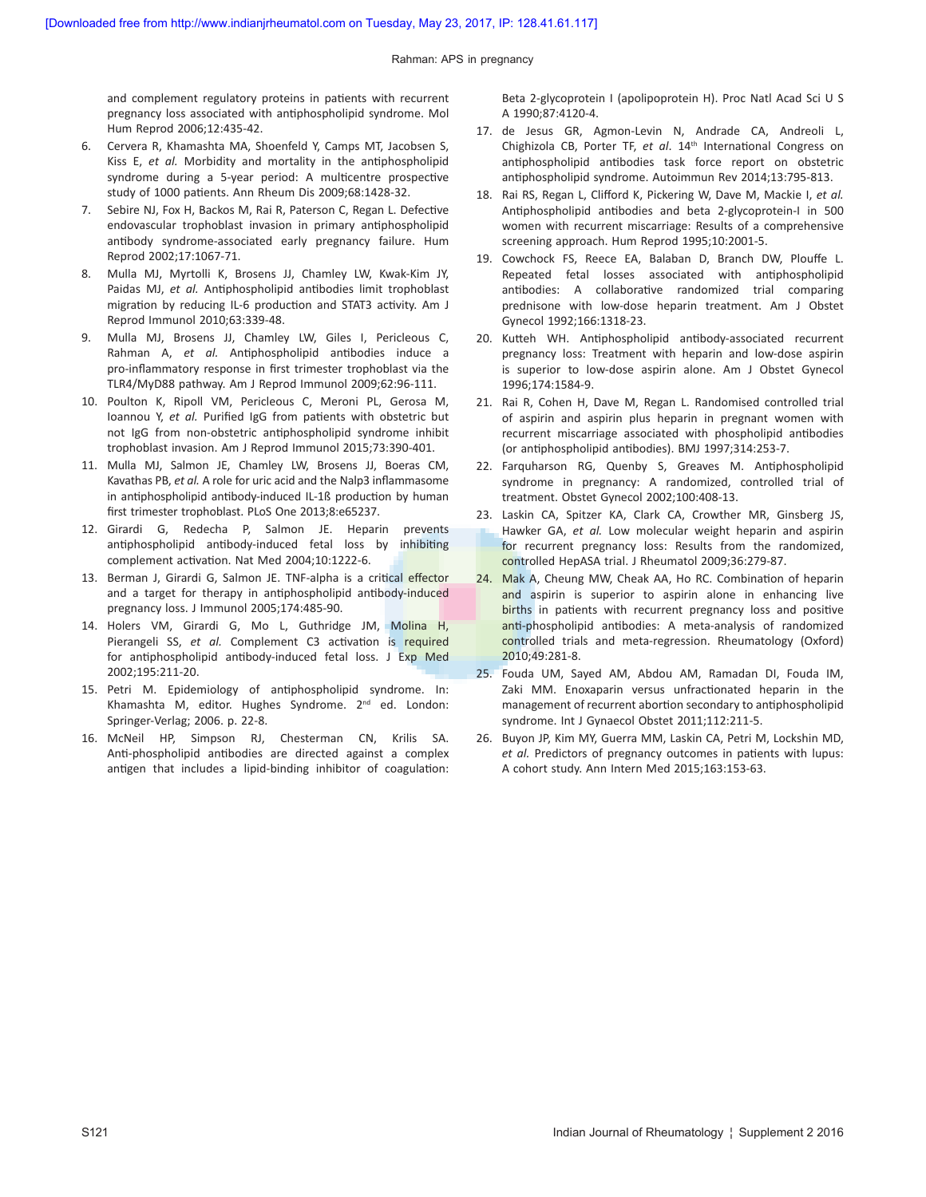and complement regulatory proteins in patients with recurrent pregnancy loss associated with antiphospholipid syndrome. Mol Hum Reprod 2006;12:435-42.

6. Cervera R, Khamashta MA, Shoenfeld Y, Camps MT, Jacobsen S, Kiss E, *et al.* Morbidity and mortality in the antiphospholipid syndrome during a 5-year period: A multicentre prospective study of 1000 patients. Ann Rheum Dis 2009;68:1428-32.
7. Sebire NJ, Fox H, Backos M, Rai R, Paterson C, Regan L. Defective endovascular trophoblast invasion in primary antiphospholipid antibody syndrome-associated early pregnancy failure. Hum Reprod 2002;17:1067-71.
8. Mulla MJ, Myrtolli K, Brosens JJ, Chamley LW, Kwak-Kim JY, Paidas MJ, *et al.* Antiphospholipid antibodies limit trophoblast migration by reducing IL-6 production and STAT3 activity. Am J Reprod Immunol 2010;63:339-48.
9. Mulla MJ, Brosens JJ, Chamley LW, Giles I, Pericleous C, Rahman A, *et al.* Antiphospholipid antibodies induce a pro-inflammatory response in first trimester trophoblast via the TLR4/MyD88 pathway. Am J Reprod Immunol 2009;62:96-111.
10. Poulton K, Ripoll VM, Pericleous C, Meroni PL, Gerosa M, Ioannou Y, *et al.* Purified IgG from patients with obstetric but not IgG from non-obstetric antiphospholipid syndrome inhibit trophoblast invasion. Am J Reprod Immunol 2015;73:390-401.
11. Mulla MJ, Salmon JE, Chamley LW, Brosens JJ, Boeras CM, Kavathas PB, *et al.* A role for uric acid and the Nalp3 inflammasome in antiphospholipid antibody-induced IL-1ß production by human first trimester trophoblast. PLoS One 2013;8:e65237.
12. Girardi G, Redecha P, Salmon JE. Heparin prevents antiphospholipid antibody-induced fetal loss by inhibiting complement activation. Nat Med 2004;10:1222-6.
13. Berman J, Girardi G, Salmon JE. TNF-alpha is a critical effector and a target for therapy in antiphospholipid antibody-induced pregnancy loss. J Immunol 2005;174:485-90.
14. Holers VM, Girardi G, Mo L, Guthridge JM, Molina H, Pierangeli SS, *et al.* Complement C3 activation is required for antiphospholipid antibody-induced fetal loss. J Exp Med 2002;195:211-20.
15. Petri M. Epidemiology of antiphospholipid syndrome. In: Khamashta M, editor. Hughes Syndrome. 2nd ed. London: Springer-Verlag; 2006. p. 22-8.
16. McNeil HP, Simpson RJ, Chesterman CN, Krilis SA. Anti-phospholipid antibodies are directed against a complex antigen that includes a lipid-binding inhibitor of coagulation: Beta 2-glycoprotein I (apolipoprotein H). Proc Natl Acad Sci U S A 1990;87:4120-4.
17. de Jesus GR, Agmon-Levin N, Andrade CA, Andreoli L, Chighizola CB, Porter TF, *et al.* 14th International Congress on antiphospholipid antibodies task force report on obstetric antiphospholipid syndrome. Autoimmun Rev 2014;13:795-813.
18. Rai RS, Regan L, Clifford K, Pickering W, Dave M, Mackie I, *et al.* Antiphospholipid antibodies and beta 2-glycoprotein-I in 500 women with recurrent miscarriage: Results of a comprehensive screening approach. Hum Reprod 1995;10:2001-5.
19. Cowchock FS, Reece EA, Balaban D, Branch DW, Plouffe L. Repeated fetal losses associated with antiphospholipid antibodies: A collaborative randomized trial comparing prednisone with low-dose heparin treatment. Am J Obstet Gynecol 1992;166:1318-23.
20. Kutteh WH. Antiphospholipid antibody-associated recurrent pregnancy loss: Treatment with heparin and low-dose aspirin is superior to low-dose aspirin alone. Am J Obstet Gynecol 1996;174:1584-9.
21. Rai R, Cohen H, Dave M, Regan L. Randomised controlled trial of aspirin and aspirin plus heparin in pregnant women with recurrent miscarriage associated with phospholipid antibodies (or antiphospholipid antibodies). BMJ 1997;314:253-7.
22. Farquharson RG, Quenby S, Greaves M. Antiphospholipid syndrome in pregnancy: A randomized, controlled trial of treatment. Obstet Gynecol 2002;100:408-13.
23. Laskin CA, Spitzer KA, Clark CA, Crowther MR, Ginsberg JS, Hawker GA, *et al.* Low molecular weight heparin and aspirin for recurrent pregnancy loss: Results from the randomized, controlled HepASA trial. J Rheumatol 2009;36:279-87.
24. Mak A, Cheung MW, Cheak AA, Ho RC. Combination of heparin and aspirin is superior to aspirin alone in enhancing live births in patients with recurrent pregnancy loss and positive anti-phospholipid antibodies: A meta-analysis of randomized controlled trials and meta-regression. Rheumatology (Oxford) 2010;49:281-8.
25. Fouda UM, Sayed AM, Abdou AM, Ramadan DI, Fouda IM, Zaki MM. Enoxaparin versus unfractionated heparin in the management of recurrent abortion secondary to antiphospholipid syndrome. Int J Gynaecol Obstet 2011;112:211-5.
26. Buyon JP, Kim MY, Guerra MM, Laskin CA, Petri M, Lockshin MD, *et al.* Predictors of pregnancy outcomes in patients with lupus: A cohort study. Ann Intern Med 2015;163:153-63.